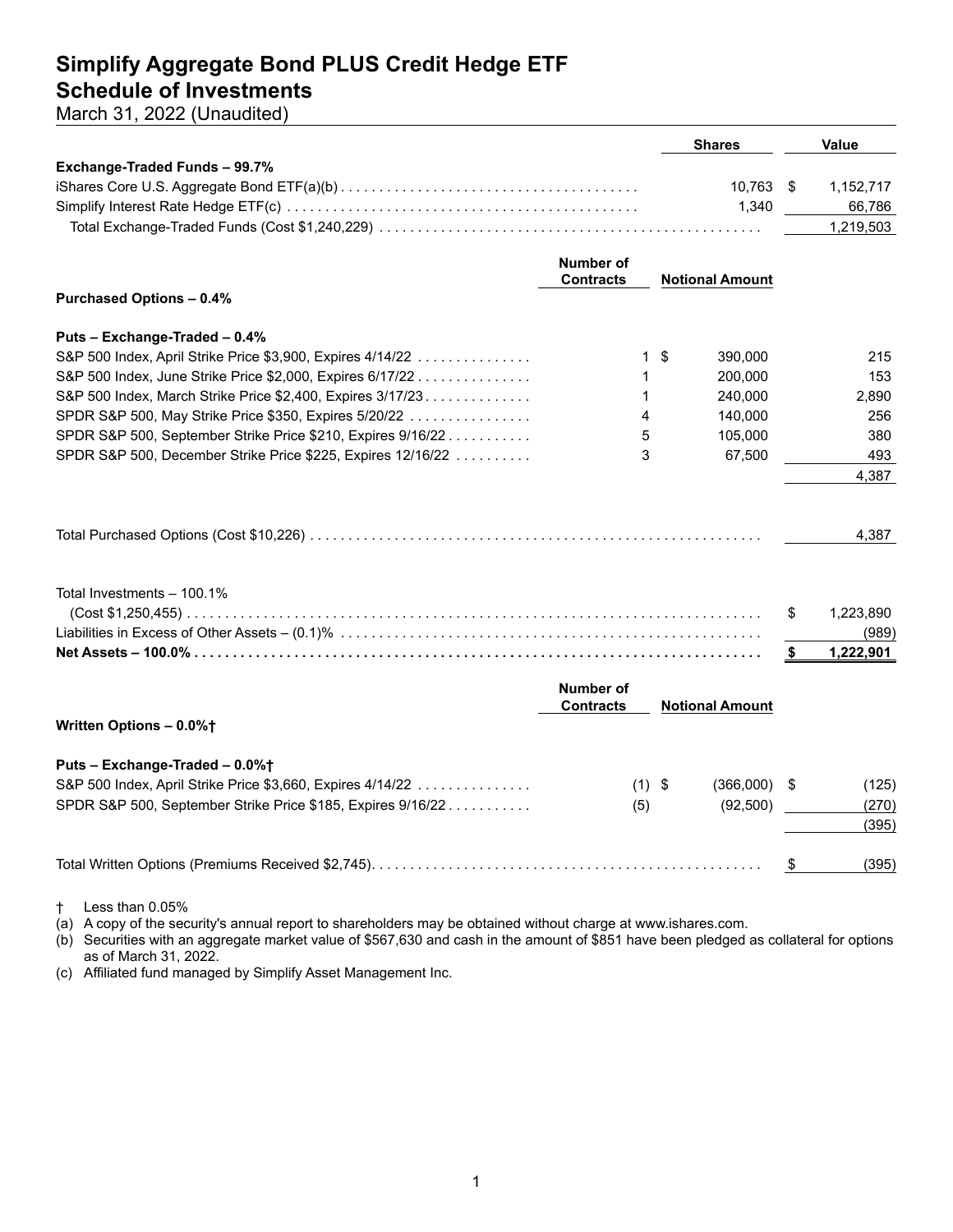# Simplify Aggregate Bond PLUS Credit Hedge ETF
## Schedule of Investments
March 31, 2022 (Unaudited)

| | Shares | Value |
|---|---|---|
| **Exchange-Traded Funds – 99.7%** | | |
| iShares Core U.S. Aggregate Bond ETF(a)(b) | 10,763 | $ 1,152,717 |
| Simplify Interest Rate Hedge ETF(c) | 1,340 | 66,786 |
| Total Exchange-Traded Funds (Cost $1,240,229) | | 1,219,503 |

| | Number of Contracts | Notional Amount | Value |
|---|---|---|---|
| **Purchased Options – 0.4%** | | | |
| **Puts – Exchange-Traded – 0.4%** | | | |
| S&P 500 Index, April Strike Price $3,900, Expires 4/14/22 | 1 | $ 390,000 | 215 |
| S&P 500 Index, June Strike Price $2,000, Expires 6/17/22 | 1 | 200,000 | 153 |
| S&P 500 Index, March Strike Price $2,400, Expires 3/17/23 | 1 | 240,000 | 2,890 |
| SPDR S&P 500, May Strike Price $350, Expires 5/20/22 | 4 | 140,000 | 256 |
| SPDR S&P 500, September Strike Price $210, Expires 9/16/22 | 5 | 105,000 | 380 |
| SPDR S&P 500, December Strike Price $225, Expires 12/16/22 | 3 | 67,500 | 493 |
| | | | 4,387 |
| Total Purchased Options (Cost $10,226) | | | 4,387 |
| Total Investments – 100.1% (Cost $1,250,455) | | | $ 1,223,890 |
| Liabilities in Excess of Other Assets – (0.1)% | | | (989) |
| **Net Assets – 100.0%** | | | **$ 1,222,901** |

| | Number of Contracts | Notional Amount | Value |
|---|---|---|---|
| **Written Options – 0.0%†** | | | |
| **Puts – Exchange-Traded – 0.0%†** | | | |
| S&P 500 Index, April Strike Price $3,660, Expires 4/14/22 | (1) | $ (366,000) | $ (125) |
| SPDR S&P 500, September Strike Price $185, Expires 9/16/22 | (5) | (92,500) | (270) |
| | | | (395) |
| Total Written Options (Premiums Received $2,745) | | | $ (395) |

† Less than 0.05%

(a) A copy of the security's annual report to shareholders may be obtained without charge at www.ishares.com.

(b) Securities with an aggregate market value of $567,630 and cash in the amount of $851 have been pledged as collateral for options as of March 31, 2022.

(c) Affiliated fund managed by Simplify Asset Management Inc.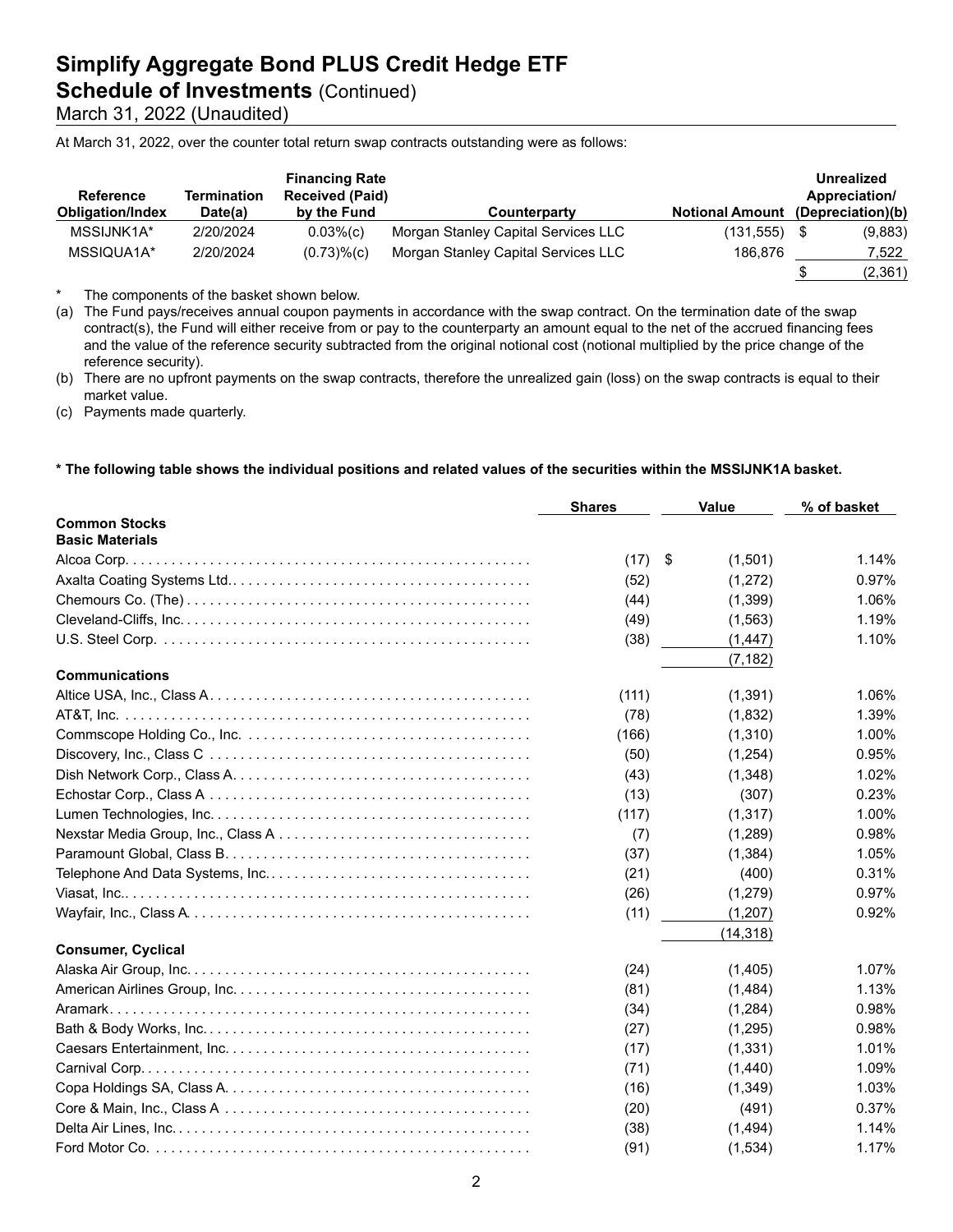# Simplify Aggregate Bond PLUS Credit Hedge ETF

## Schedule of Investments (Continued)

March 31, 2022 (Unaudited)

At March 31, 2022, over the counter total return swap contracts outstanding were as follows:

| Reference Obligation/Index | Termination Date(a) | Financing Rate Received (Paid) by the Fund | Counterparty | Notional Amount | Unrealized Appreciation/ (Depreciation)(b) |
|---|---|---|---|---|---|
| MSSIJNK1A* | 2/20/2024 | 0.03%(c) | Morgan Stanley Capital Services LLC | (131,555) | $ (9,883) |
| MSSIQUA1A* | 2/20/2024 | (0.73)%(c) | Morgan Stanley Capital Services LLC | 186,876 | 7,522 |
| | | | | | $ (2,361) |

\* The components of the basket shown below.

(a) The Fund pays/receives annual coupon payments in accordance with the swap contract. On the termination date of the swap contract(s), the Fund will either receive from or pay to the counterparty an amount equal to the net of the accrued financing fees and the value of the reference security subtracted from the original notional cost (notional multiplied by the price change of the reference security).

(b) There are no upfront payments on the swap contracts, therefore the unrealized gain (loss) on the swap contracts is equal to their market value.

(c) Payments made quarterly.

**\* The following table shows the individual positions and related values of the securities within the MSSIJNK1A basket.**

| | Shares | Value | % of basket |
|---|---|---|---|
| **Common Stocks** | | | |
| **Basic Materials** | | | |
| Alcoa Corp. | (17) | $ (1,501) | 1.14% |
| Axalta Coating Systems Ltd. | (52) | (1,272) | 0.97% |
| Chemours Co. (The) | (44) | (1,399) | 1.06% |
| Cleveland-Cliffs, Inc. | (49) | (1,563) | 1.19% |
| U.S. Steel Corp. | (38) | (1,447) | 1.10% |
| | | (7,182) | |
| **Communications** | | | |
| Altice USA, Inc., Class A | (111) | (1,391) | 1.06% |
| AT&T, Inc. | (78) | (1,832) | 1.39% |
| Commscope Holding Co., Inc. | (166) | (1,310) | 1.00% |
| Discovery, Inc., Class C | (50) | (1,254) | 0.95% |
| Dish Network Corp., Class A | (43) | (1,348) | 1.02% |
| Echostar Corp., Class A | (13) | (307) | 0.23% |
| Lumen Technologies, Inc. | (117) | (1,317) | 1.00% |
| Nexstar Media Group, Inc., Class A | (7) | (1,289) | 0.98% |
| Paramount Global, Class B | (37) | (1,384) | 1.05% |
| Telephone And Data Systems, Inc. | (21) | (400) | 0.31% |
| Viasat, Inc. | (26) | (1,279) | 0.97% |
| Wayfair, Inc., Class A | (11) | (1,207) | 0.92% |
| | | (14,318) | |
| **Consumer, Cyclical** | | | |
| Alaska Air Group, Inc. | (24) | (1,405) | 1.07% |
| American Airlines Group, Inc. | (81) | (1,484) | 1.13% |
| Aramark | (34) | (1,284) | 0.98% |
| Bath & Body Works, Inc. | (27) | (1,295) | 0.98% |
| Caesars Entertainment, Inc. | (17) | (1,331) | 1.01% |
| Carnival Corp. | (71) | (1,440) | 1.09% |
| Copa Holdings SA, Class A | (16) | (1,349) | 1.03% |
| Core & Main, Inc., Class A | (20) | (491) | 0.37% |
| Delta Air Lines, Inc. | (38) | (1,494) | 1.14% |
| Ford Motor Co. | (91) | (1,534) | 1.17% |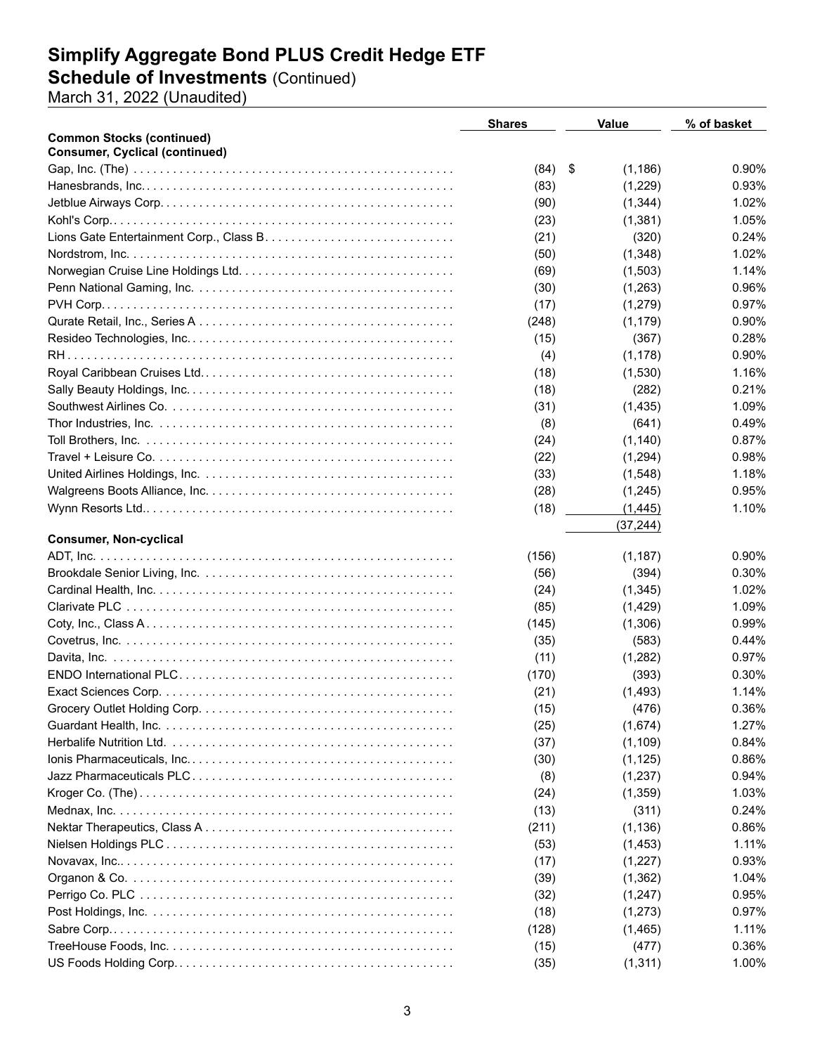# Simplify Aggregate Bond PLUS Credit Hedge ETF

## Schedule of Investments (Continued)

March 31, 2022 (Unaudited)

| | Shares | Value | % of basket |
|---|---|---|---|
| **Common Stocks (continued)** | | | |
| **Consumer, Cyclical (continued)** | | | |
| Gap, Inc. (The) | (84) | $ (1,186) | 0.90% |
| Hanesbrands, Inc. | (83) | (1,229) | 0.93% |
| Jetblue Airways Corp. | (90) | (1,344) | 1.02% |
| Kohl's Corp. | (23) | (1,381) | 1.05% |
| Lions Gate Entertainment Corp., Class B | (21) | (320) | 0.24% |
| Nordstrom, Inc. | (50) | (1,348) | 1.02% |
| Norwegian Cruise Line Holdings Ltd. | (69) | (1,503) | 1.14% |
| Penn National Gaming, Inc. | (30) | (1,263) | 0.96% |
| PVH Corp. | (17) | (1,279) | 0.97% |
| Qurate Retail, Inc., Series A | (248) | (1,179) | 0.90% |
| Resideo Technologies, Inc. | (15) | (367) | 0.28% |
| RH | (4) | (1,178) | 0.90% |
| Royal Caribbean Cruises Ltd. | (18) | (1,530) | 1.16% |
| Sally Beauty Holdings, Inc. | (18) | (282) | 0.21% |
| Southwest Airlines Co. | (31) | (1,435) | 1.09% |
| Thor Industries, Inc. | (8) | (641) | 0.49% |
| Toll Brothers, Inc. | (24) | (1,140) | 0.87% |
| Travel + Leisure Co. | (22) | (1,294) | 0.98% |
| United Airlines Holdings, Inc. | (33) | (1,548) | 1.18% |
| Walgreens Boots Alliance, Inc. | (28) | (1,245) | 0.95% |
| Wynn Resorts Ltd. | (18) | (1,445) | 1.10% |
| | | (37,244) | |
| **Consumer, Non-cyclical** | | | |
| ADT, Inc. | (156) | (1,187) | 0.90% |
| Brookdale Senior Living, Inc. | (56) | (394) | 0.30% |
| Cardinal Health, Inc. | (24) | (1,345) | 1.02% |
| Clarivate PLC | (85) | (1,429) | 1.09% |
| Coty, Inc., Class A | (145) | (1,306) | 0.99% |
| Covetrus, Inc. | (35) | (583) | 0.44% |
| Davita, Inc. | (11) | (1,282) | 0.97% |
| ENDO International PLC | (170) | (393) | 0.30% |
| Exact Sciences Corp. | (21) | (1,493) | 1.14% |
| Grocery Outlet Holding Corp. | (15) | (476) | 0.36% |
| Guardant Health, Inc. | (25) | (1,674) | 1.27% |
| Herbalife Nutrition Ltd. | (37) | (1,109) | 0.84% |
| Ionis Pharmaceuticals, Inc. | (30) | (1,125) | 0.86% |
| Jazz Pharmaceuticals PLC | (8) | (1,237) | 0.94% |
| Kroger Co. (The) | (24) | (1,359) | 1.03% |
| Mednax, Inc. | (13) | (311) | 0.24% |
| Nektar Therapeutics, Class A | (211) | (1,136) | 0.86% |
| Nielsen Holdings PLC | (53) | (1,453) | 1.11% |
| Novavax, Inc. | (17) | (1,227) | 0.93% |
| Organon & Co. | (39) | (1,362) | 1.04% |
| Perrigo Co. PLC | (32) | (1,247) | 0.95% |
| Post Holdings, Inc. | (18) | (1,273) | 0.97% |
| Sabre Corp. | (128) | (1,465) | 1.11% |
| TreeHouse Foods, Inc. | (15) | (477) | 0.36% |
| US Foods Holding Corp. | (35) | (1,311) | 1.00% |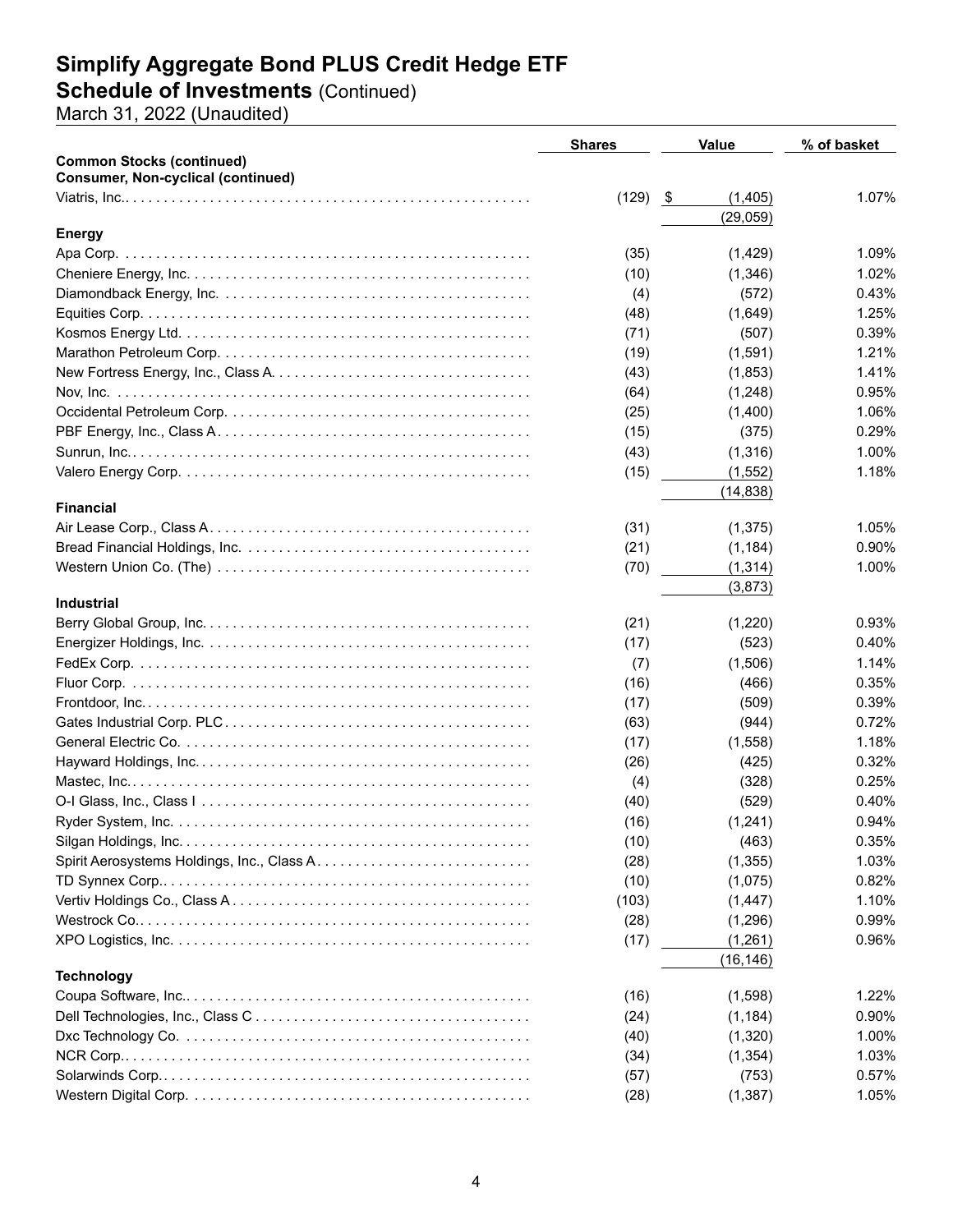# Simplify Aggregate Bond PLUS Credit Hedge ETF
## Schedule of Investments (Continued)
March 31, 2022 (Unaudited)

| | Shares | Value | % of basket |
|---|---|---|---|
| **Common Stocks (continued)** | | | |
| **Consumer, Non-cyclical (continued)** | | | |
| Viatris, Inc. | (129) | $ (1,405) | 1.07% |
| | | (29,059) | |
| **Energy** | | | |
| Apa Corp. | (35) | (1,429) | 1.09% |
| Cheniere Energy, Inc. | (10) | (1,346) | 1.02% |
| Diamondback Energy, Inc. | (4) | (572) | 0.43% |
| Equities Corp. | (48) | (1,649) | 1.25% |
| Kosmos Energy Ltd. | (71) | (507) | 0.39% |
| Marathon Petroleum Corp. | (19) | (1,591) | 1.21% |
| New Fortress Energy, Inc., Class A | (43) | (1,853) | 1.41% |
| Nov, Inc. | (64) | (1,248) | 0.95% |
| Occidental Petroleum Corp. | (25) | (1,400) | 1.06% |
| PBF Energy, Inc., Class A | (15) | (375) | 0.29% |
| Sunrun, Inc. | (43) | (1,316) | 1.00% |
| Valero Energy Corp. | (15) | (1,552) | 1.18% |
| | | (14,838) | |
| **Financial** | | | |
| Air Lease Corp., Class A | (31) | (1,375) | 1.05% |
| Bread Financial Holdings, Inc. | (21) | (1,184) | 0.90% |
| Western Union Co. (The) | (70) | (1,314) | 1.00% |
| | | (3,873) | |
| **Industrial** | | | |
| Berry Global Group, Inc. | (21) | (1,220) | 0.93% |
| Energizer Holdings, Inc. | (17) | (523) | 0.40% |
| FedEx Corp. | (7) | (1,506) | 1.14% |
| Fluor Corp. | (16) | (466) | 0.35% |
| Frontdoor, Inc. | (17) | (509) | 0.39% |
| Gates Industrial Corp. PLC | (63) | (944) | 0.72% |
| General Electric Co. | (17) | (1,558) | 1.18% |
| Hayward Holdings, Inc. | (26) | (425) | 0.32% |
| Mastec, Inc. | (4) | (328) | 0.25% |
| O-I Glass, Inc., Class I | (40) | (529) | 0.40% |
| Ryder System, Inc. | (16) | (1,241) | 0.94% |
| Silgan Holdings, Inc. | (10) | (463) | 0.35% |
| Spirit Aerosystems Holdings, Inc., Class A | (28) | (1,355) | 1.03% |
| TD Synnex Corp. | (10) | (1,075) | 0.82% |
| Vertiv Holdings Co., Class A | (103) | (1,447) | 1.10% |
| Westrock Co. | (28) | (1,296) | 0.99% |
| XPO Logistics, Inc. | (17) | (1,261) | 0.96% |
| | | (16,146) | |
| **Technology** | | | |
| Coupa Software, Inc. | (16) | (1,598) | 1.22% |
| Dell Technologies, Inc., Class C | (24) | (1,184) | 0.90% |
| Dxc Technology Co. | (40) | (1,320) | 1.00% |
| NCR Corp. | (34) | (1,354) | 1.03% |
| Solarwinds Corp. | (57) | (753) | 0.57% |
| Western Digital Corp. | (28) | (1,387) | 1.05% |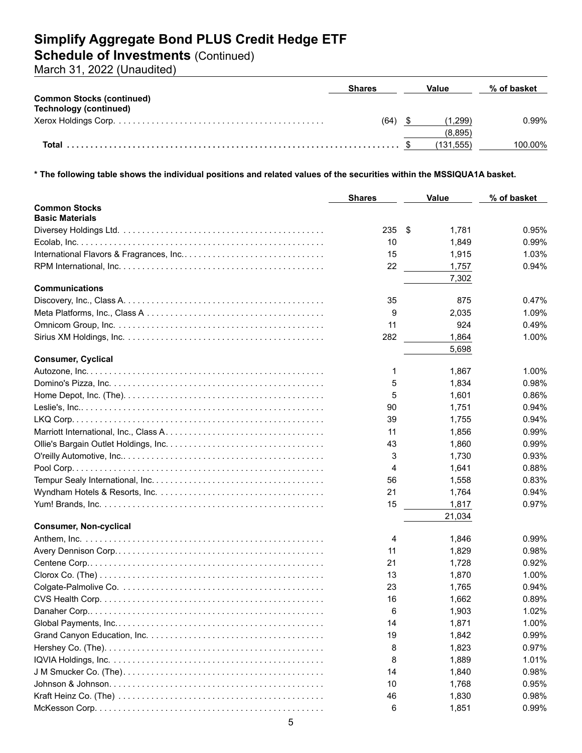# Simplify Aggregate Bond PLUS Credit Hedge ETF

## Schedule of Investments (Continued)

March 31, 2022 (Unaudited)

| | Shares | Value | % of basket |
|---|---|---|---|
| **Common Stocks (continued)** | | | |
| **Technology (continued)** | | | |
| Xerox Holdings Corp. | (64) | $ (1,299) | 0.99% |
| | | (8,895) | |
| **Total** | | $ (131,555) | 100.00% |

**\* The following table shows the individual positions and related values of the securities within the MSSIQUA1A basket.**

| | Shares | Value | % of basket |
|---|---|---|---|
| **Common Stocks** | | | |
| **Basic Materials** | | | |
| Diversey Holdings Ltd. | 235 | $ 1,781 | 0.95% |
| Ecolab, Inc. | 10 | 1,849 | 0.99% |
| International Flavors & Fragrances, Inc. | 15 | 1,915 | 1.03% |
| RPM International, Inc. | 22 | 1,757 | 0.94% |
| | | 7,302 | |
| **Communications** | | | |
| Discovery, Inc., Class A | 35 | 875 | 0.47% |
| Meta Platforms, Inc., Class A | 9 | 2,035 | 1.09% |
| Omnicom Group, Inc. | 11 | 924 | 0.49% |
| Sirius XM Holdings, Inc. | 282 | 1,864 | 1.00% |
| | | 5,698 | |
| **Consumer, Cyclical** | | | |
| Autozone, Inc. | 1 | 1,867 | 1.00% |
| Domino's Pizza, Inc. | 5 | 1,834 | 0.98% |
| Home Depot, Inc. (The) | 5 | 1,601 | 0.86% |
| Leslie's, Inc. | 90 | 1,751 | 0.94% |
| LKQ Corp. | 39 | 1,755 | 0.94% |
| Marriott International, Inc., Class A | 11 | 1,856 | 0.99% |
| Ollie's Bargain Outlet Holdings, Inc. | 43 | 1,860 | 0.99% |
| O'reilly Automotive, Inc. | 3 | 1,730 | 0.93% |
| Pool Corp. | 4 | 1,641 | 0.88% |
| Tempur Sealy International, Inc. | 56 | 1,558 | 0.83% |
| Wyndham Hotels & Resorts, Inc. | 21 | 1,764 | 0.94% |
| Yum! Brands, Inc. | 15 | 1,817 | 0.97% |
| | | 21,034 | |
| **Consumer, Non-cyclical** | | | |
| Anthem, Inc. | 4 | 1,846 | 0.99% |
| Avery Dennison Corp. | 11 | 1,829 | 0.98% |
| Centene Corp. | 21 | 1,728 | 0.92% |
| Clorox Co. (The) | 13 | 1,870 | 1.00% |
| Colgate-Palmolive Co. | 23 | 1,765 | 0.94% |
| CVS Health Corp. | 16 | 1,662 | 0.89% |
| Danaher Corp. | 6 | 1,903 | 1.02% |
| Global Payments, Inc. | 14 | 1,871 | 1.00% |
| Grand Canyon Education, Inc. | 19 | 1,842 | 0.99% |
| Hershey Co. (The) | 8 | 1,823 | 0.97% |
| IQVIA Holdings, Inc. | 8 | 1,889 | 1.01% |
| J M Smucker Co. (The) | 14 | 1,840 | 0.98% |
| Johnson & Johnson | 10 | 1,768 | 0.95% |
| Kraft Heinz Co. (The) | 46 | 1,830 | 0.98% |
| McKesson Corp. | 6 | 1,851 | 0.99% |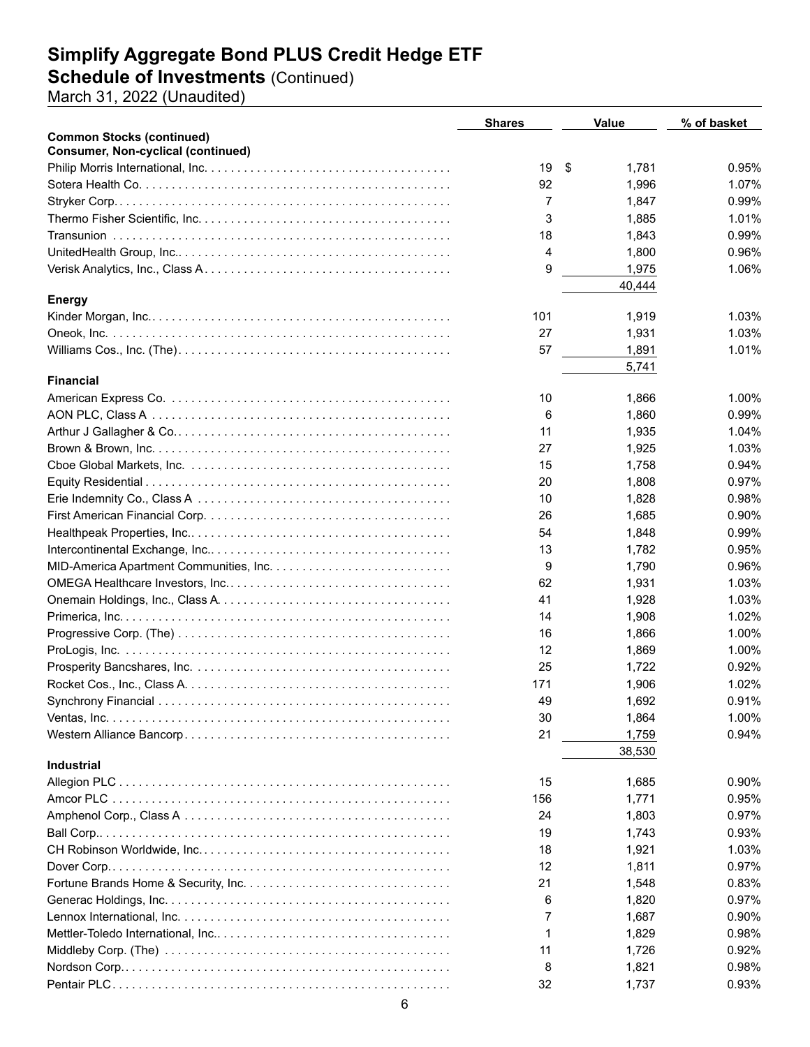# Simplify Aggregate Bond PLUS Credit Hedge ETF

## Schedule of Investments (Continued)

March 31, 2022 (Unaudited)

| | Shares | Value | % of basket |
|---|---|---|---|
| **Common Stocks (continued)** | | | |
| **Consumer, Non-cyclical (continued)** | | | |
| Philip Morris International, Inc. | 19 | $ 1,781 | 0.95% |
| Sotera Health Co. | 92 | 1,996 | 1.07% |
| Stryker Corp. | 7 | 1,847 | 0.99% |
| Thermo Fisher Scientific, Inc. | 3 | 1,885 | 1.01% |
| Transunion | 18 | 1,843 | 0.99% |
| UnitedHealth Group, Inc. | 4 | 1,800 | 0.96% |
| Verisk Analytics, Inc., Class A | 9 | 1,975 | 1.06% |
| | | 40,444 | |
| **Energy** | | | |
| Kinder Morgan, Inc. | 101 | 1,919 | 1.03% |
| Oneok, Inc. | 27 | 1,931 | 1.03% |
| Williams Cos., Inc. (The) | 57 | 1,891 | 1.01% |
| | | 5,741 | |
| **Financial** | | | |
| American Express Co. | 10 | 1,866 | 1.00% |
| AON PLC, Class A | 6 | 1,860 | 0.99% |
| Arthur J Gallagher & Co. | 11 | 1,935 | 1.04% |
| Brown & Brown, Inc. | 27 | 1,925 | 1.03% |
| Cboe Global Markets, Inc. | 15 | 1,758 | 0.94% |
| Equity Residential | 20 | 1,808 | 0.97% |
| Erie Indemnity Co., Class A | 10 | 1,828 | 0.98% |
| First American Financial Corp. | 26 | 1,685 | 0.90% |
| Healthpeak Properties, Inc. | 54 | 1,848 | 0.99% |
| Intercontinental Exchange, Inc. | 13 | 1,782 | 0.95% |
| MID-America Apartment Communities, Inc. | 9 | 1,790 | 0.96% |
| OMEGA Healthcare Investors, Inc. | 62 | 1,931 | 1.03% |
| Onemain Holdings, Inc., Class A | 41 | 1,928 | 1.03% |
| Primerica, Inc. | 14 | 1,908 | 1.02% |
| Progressive Corp. (The) | 16 | 1,866 | 1.00% |
| ProLogis, Inc. | 12 | 1,869 | 1.00% |
| Prosperity Bancshares, Inc. | 25 | 1,722 | 0.92% |
| Rocket Cos., Inc., Class A | 171 | 1,906 | 1.02% |
| Synchrony Financial | 49 | 1,692 | 0.91% |
| Ventas, Inc. | 30 | 1,864 | 1.00% |
| Western Alliance Bancorp | 21 | 1,759 | 0.94% |
| | | 38,530 | |
| **Industrial** | | | |
| Allegion PLC | 15 | 1,685 | 0.90% |
| Amcor PLC | 156 | 1,771 | 0.95% |
| Amphenol Corp., Class A | 24 | 1,803 | 0.97% |
| Ball Corp. | 19 | 1,743 | 0.93% |
| CH Robinson Worldwide, Inc. | 18 | 1,921 | 1.03% |
| Dover Corp. | 12 | 1,811 | 0.97% |
| Fortune Brands Home & Security, Inc. | 21 | 1,548 | 0.83% |
| Generac Holdings, Inc. | 6 | 1,820 | 0.97% |
| Lennox International, Inc. | 7 | 1,687 | 0.90% |
| Mettler-Toledo International, Inc. | 1 | 1,829 | 0.98% |
| Middleby Corp. (The) | 11 | 1,726 | 0.92% |
| Nordson Corp. | 8 | 1,821 | 0.98% |
| Pentair PLC | 32 | 1,737 | 0.93% |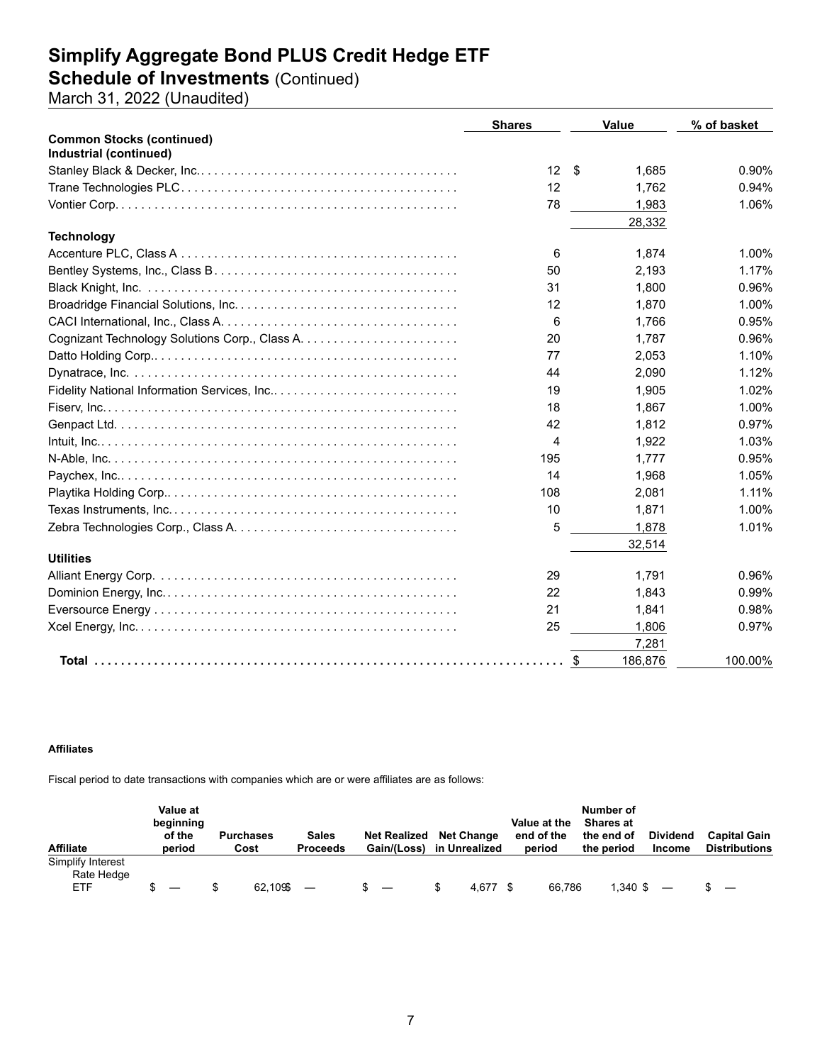# Simplify Aggregate Bond PLUS Credit Hedge ETF
## Schedule of Investments (Continued)
March 31, 2022 (Unaudited)

| | Shares | Value | % of basket |
|---|---|---|---|
| **Common Stocks (continued)** | | | |
| **Industrial (continued)** | | | |
| Stanley Black & Decker, Inc. | 12 | $ 1,685 | 0.90% |
| Trane Technologies PLC | 12 | 1,762 | 0.94% |
| Vontier Corp. | 78 | 1,983 | 1.06% |
| | | 28,332 | |
| **Technology** | | | |
| Accenture PLC, Class A | 6 | 1,874 | 1.00% |
| Bentley Systems, Inc., Class B | 50 | 2,193 | 1.17% |
| Black Knight, Inc. | 31 | 1,800 | 0.96% |
| Broadridge Financial Solutions, Inc. | 12 | 1,870 | 1.00% |
| CACI International, Inc., Class A. | 6 | 1,766 | 0.95% |
| Cognizant Technology Solutions Corp., Class A. | 20 | 1,787 | 0.96% |
| Datto Holding Corp. | 77 | 2,053 | 1.10% |
| Dynatrace, Inc. | 44 | 2,090 | 1.12% |
| Fidelity National Information Services, Inc. | 19 | 1,905 | 1.02% |
| Fiserv, Inc. | 18 | 1,867 | 1.00% |
| Genpact Ltd. | 42 | 1,812 | 0.97% |
| Intuit, Inc. | 4 | 1,922 | 1.03% |
| N-Able, Inc. | 195 | 1,777 | 0.95% |
| Paychex, Inc. | 14 | 1,968 | 1.05% |
| Playtika Holding Corp. | 108 | 2,081 | 1.11% |
| Texas Instruments, Inc. | 10 | 1,871 | 1.00% |
| Zebra Technologies Corp., Class A. | 5 | 1,878 | 1.01% |
| | | 32,514 | |
| **Utilities** | | | |
| Alliant Energy Corp. | 29 | 1,791 | 0.96% |
| Dominion Energy, Inc. | 22 | 1,843 | 0.99% |
| Eversource Energy | 21 | 1,841 | 0.98% |
| Xcel Energy, Inc. | 25 | 1,806 | 0.97% |
| | | 7,281 | |
| **Total** | | $ 186,876 | 100.00% |

**Affiliates**

Fiscal period to date transactions with companies which are or were affiliates are as follows:

| Affiliate | Value at beginning of the period | Purchases Cost | Sales Proceeds | Net Realized Gain/(Loss) | Net Change in Unrealized | Value at the end of the period | Number of Shares at the end of the period | Dividend Income | Capital Gain Distributions |
|---|---|---|---|---|---|---|---|---|---|
| Simplify Interest Rate Hedge ETF | $ — | $ 62,109 | $ — | $ — | $ 4,677 | $ 66,786 | 1,340 | $ — | $ — |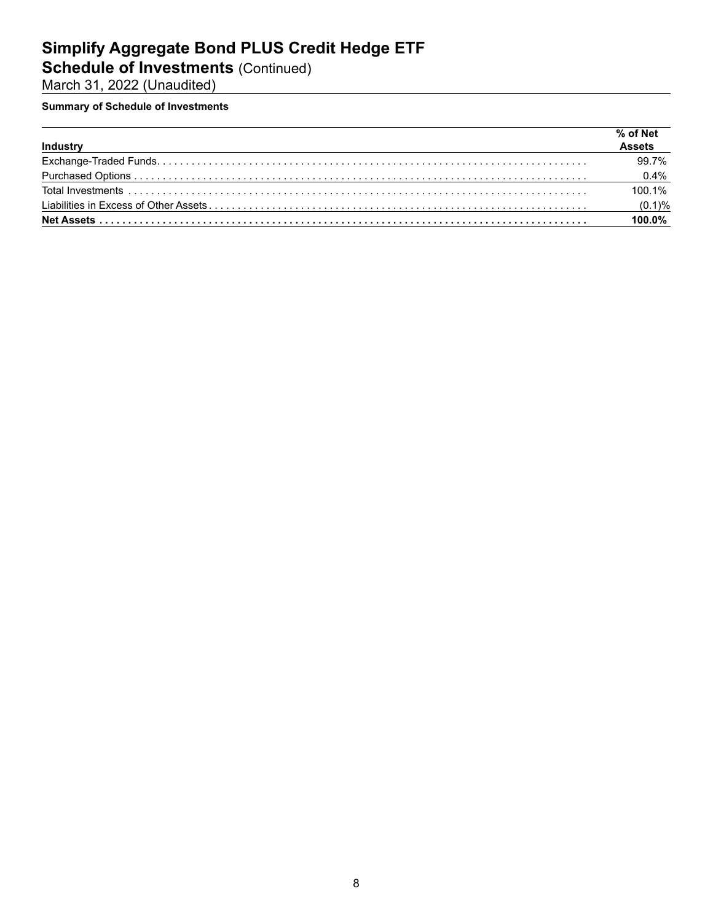# Simplify Aggregate Bond PLUS Credit Hedge ETF

## Schedule of Investments (Continued)

March 31, 2022 (Unaudited)

**Summary of Schedule of Investments**

| Industry | % of Net Assets |
|---|---|
| Exchange-Traded Funds | 99.7% |
| Purchased Options | 0.4% |
| Total Investments | 100.1% |
| Liabilities in Excess of Other Assets | (0.1)% |
| **Net Assets** | **100.0%** |